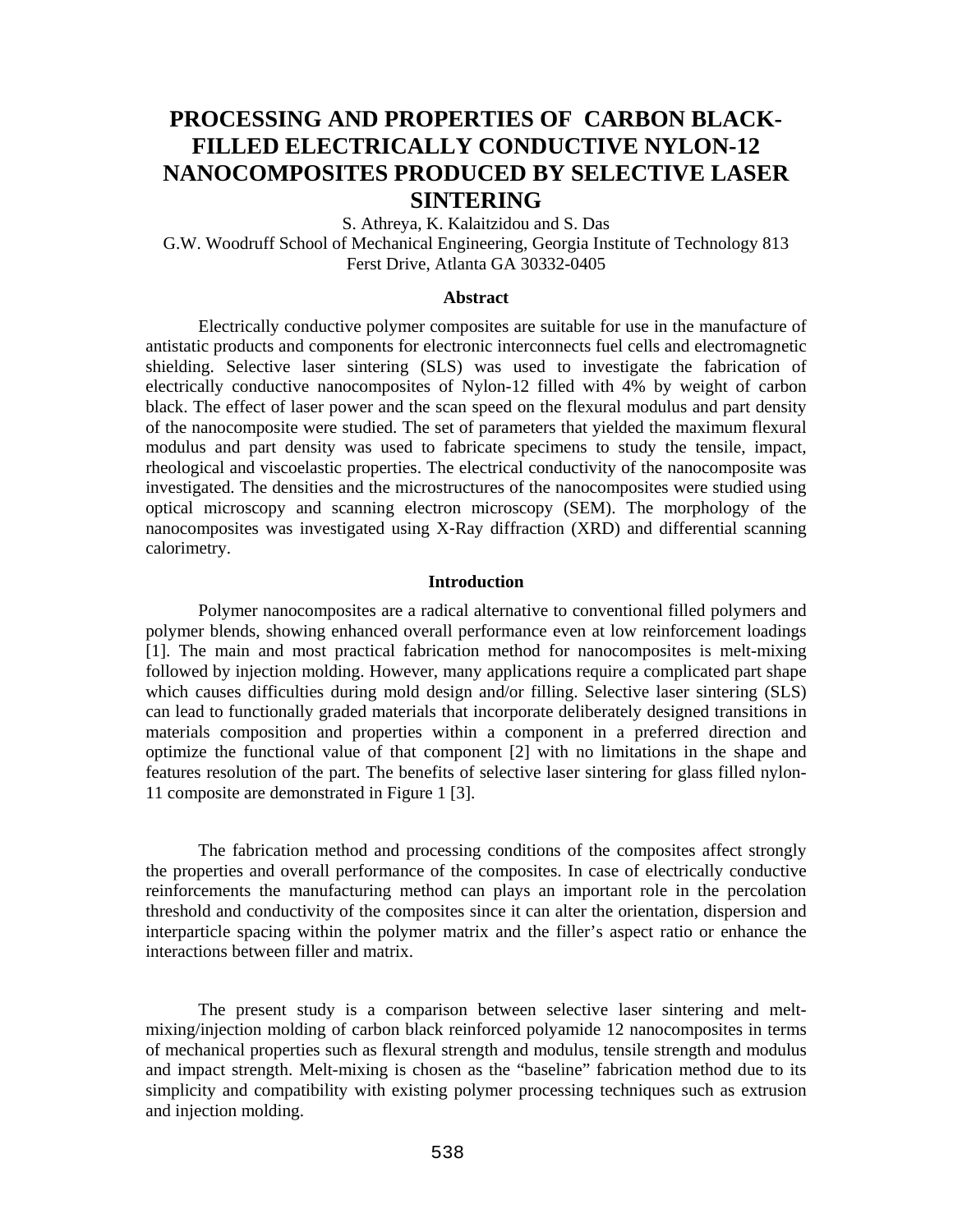# PROCESSING AND PROPERTIES OF CARBON BLACK-FILLED ELECTRICALLY CONDUCTIVE NYLON-12 NANOCOMPOSITES PRODUCED BY SELECTIVE LASER SINTERING

S. Athreya, K. Kalaitzidou and S. Das

G.W. Woodruff School of Mechanical Engineering, Georgia Institute of Technology 813 Ferst Drive, Atlanta GA 30332-0405

## Abstract

Electrically conductive polymer composites are suitable for use in the manufacture of antistatic products and components for electronic interconnects fuel cells and electromagnetic shielding. Selective laser sintering (SLS) was used to investigate the fabrication of electrically conductive nanocomposites of Nylon-12 filled with 4% by weight of carbon black. The effect of laser power and the scan speed on the flexural modulus and part density of the nanocomposite were studied. The set of parameters that yielded the maximum flexural modulus and part density was used to fabricate specimens to study the tensile, impact, rheological and viscoelastic properties. The electrical conductivity of the nanocomposite was investigated. The densities and the microstructures of the nanocomposites were studied using optical microscopy and scanning electron microscopy (SEM). The morphology of the nanocomposites was investigated using X-Ray diffraction (XRD) and differential scanning calorimetry.

## Introduction

Polymer nanocomposites are a radical alternative to conventional filled polymers and polymer blends, showing enhanced overall performance even at low reinforcement loadings [1]. The main and most practical fabrication method for nanocomposites is melt-mixing followed by injection molding. However, many applications require a complicated part shape which causes difficulties during mold design and/or filling. Selective laser sintering (SLS) can lead to functionally graded materials that incorporate deliberately designed transitions in materials composition and properties within a component in a preferred direction and optimize the functional value of that component [2] with no limitations in the shape and features resolution of the part. The benefits of selective laser sintering for glass filled nylon-11 composite are demonstrated in Figure 1 [3].

The fabrication method and processing conditions of the composites affect strongly the properties and overall performance of the composites. In case of electrically conductive reinforcements the manufacturing method can plays an important role in the percolation threshold and conductivity of the composites since it can alter the orientation, dispersion and interparticle spacing within the polymer matrix and the filler's aspect ratio or enhance the interactions between filler and matrix.

The present study is a comparison between selective laser sintering and melt-mixing/injection molding of carbon black reinforced polyamide 12 nanocomposites in terms of mechanical properties such as flexural strength and modulus, tensile strength and modulus and impact strength. Melt-mixing is chosen as the "baseline" fabrication method due to its simplicity and compatibility with existing polymer processing techniques such as extrusion and injection molding.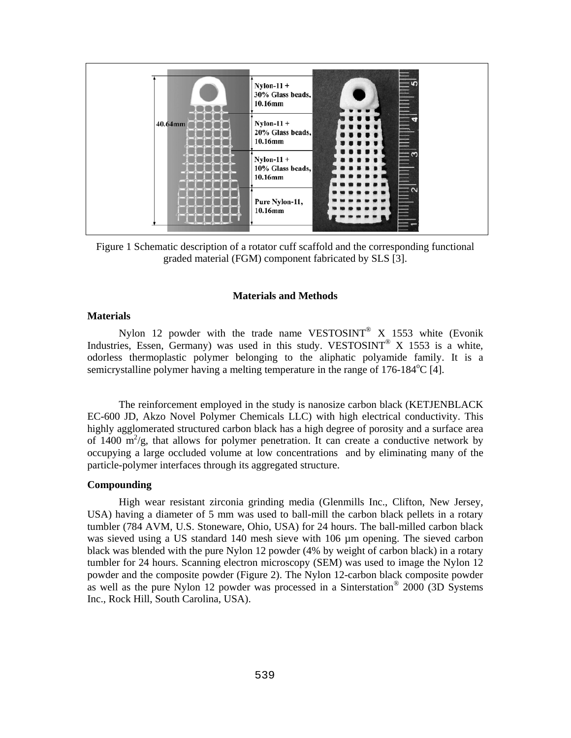Figure 1 Schematic description of a rotator cuff scaffold and the corresponding functional graded material (FGM) component fabricated by SLS [3].

## Materials and Methods

### Materials

Nylon 12 powder with the trade name VESTOSINT® X 1553 white (Evonik Industries, Essen, Germany) was used in this study. VESTOSINT® X 1553 is a white, odorless thermoplastic polymer belonging to the aliphatic polyamide family. It is a semicrystalline polymer having a melting temperature in the range of 176-184°C [4].

The reinforcement employed in the study is nanosize carbon black (KETJENBLACK EC-600 JD, Akzo Novel Polymer Chemicals LLC) with high electrical conductivity. This highly agglomerated structured carbon black has a high degree of porosity and a surface area of 1400 $m^2/g$, that allows for polymer penetration. It can create a conductive network by occupying a large occluded volume at low concentrations and by eliminating many of the particle-polymer interfaces through its aggregated structure.

### Compounding

High wear resistant zirconia grinding media (Glenmills Inc., Clifton, New Jersey, USA) having a diameter of 5 mm was used to ball-mill the carbon black pellets in a rotary tumbler (784 AVM, U.S. Stoneware, Ohio, USA) for 24 hours. The ball-milled carbon black was sieved using a US standard 140 mesh sieve with 106 µm opening. The sieved carbon black was blended with the pure Nylon 12 powder (4% by weight of carbon black) in a rotary tumbler for 24 hours. Scanning electron microscopy (SEM) was used to image the Nylon 12 powder and the composite powder (Figure 2). The Nylon 12-carbon black composite powder as well as the pure Nylon 12 powder was processed in a Sinterstation® 2000 (3D Systems Inc., Rock Hill, South Carolina, USA).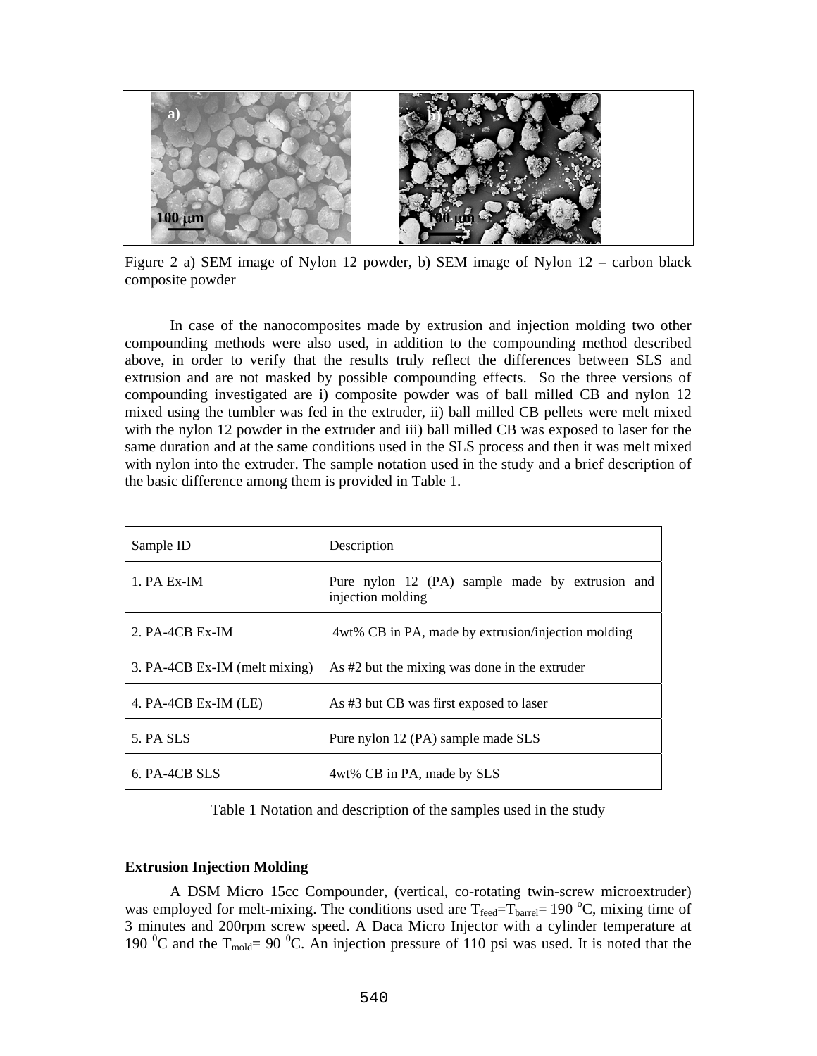Figure 2 a) SEM image of Nylon 12 powder, b) SEM image of Nylon 12 – carbon black composite powder

In case of the nanocomposites made by extrusion and injection molding two other compounding methods were also used, in addition to the compounding method described above, in order to verify that the results truly reflect the differences between SLS and extrusion and are not masked by possible compounding effects. So the three versions of compounding investigated are i) composite powder was of ball milled CB and nylon 12 mixed using the tumbler was fed in the extruder, ii) ball milled CB pellets were melt mixed with the nylon 12 powder in the extruder and iii) ball milled CB was exposed to laser for the same duration and at the same conditions used in the SLS process and then it was melt mixed with nylon into the extruder. The sample notation used in the study and a brief description of the basic difference among them is provided in Table 1.

| Sample ID | Description |
| --- | --- |
| 1. PA Ex-IM | Pure nylon 12 (PA) sample made by extrusion and injection molding |
| 2. PA-4CB Ex-IM | 4wt% CB in PA, made by extrusion/injection molding |
| 3. PA-4CB Ex-IM (melt mixing) | As #2 but the mixing was done in the extruder |
| 4. PA-4CB Ex-IM (LE) | As #3 but CB was first exposed to laser |
| 5. PA SLS | Pure nylon 12 (PA) sample made SLS |
| 6. PA-4CB SLS | 4wt% CB in PA, made by SLS |

Table 1 Notation and description of the samples used in the study

**Extrusion Injection Molding**

A DSM Micro 15cc Compounder, (vertical, co-rotating twin-screw microextruder) was employed for melt-mixing. The conditions used are $T_{feed}$=$T_{barrel}$= 190 $^{o}$C, mixing time of 3 minutes and 200rpm screw speed. A Daca Micro Injector with a cylinder temperature at 190 $^{0}$C and the $T_{mold}$= 90 $^{0}$C. An injection pressure of 110 psi was used. It is noted that the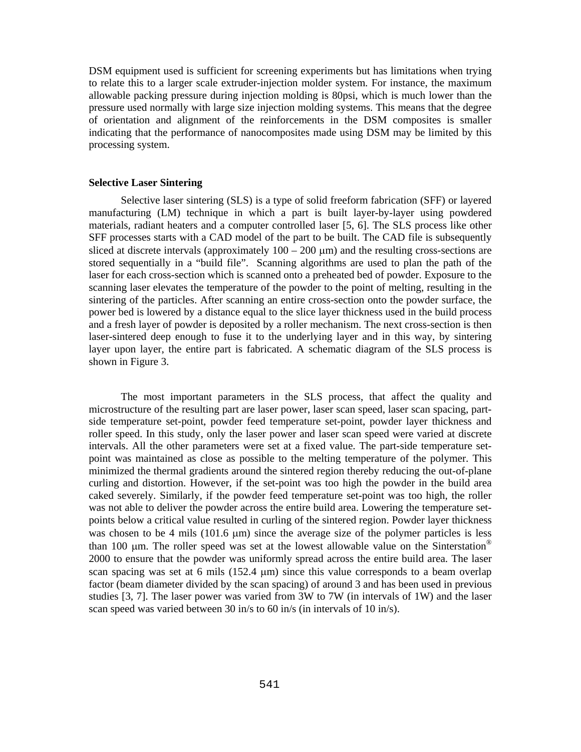DSM equipment used is sufficient for screening experiments but has limitations when trying to relate this to a larger scale extruder-injection molder system. For instance, the maximum allowable packing pressure during injection molding is 80psi, which is much lower than the pressure used normally with large size injection molding systems. This means that the degree of orientation and alignment of the reinforcements in the DSM composites is smaller indicating that the performance of nanocomposites made using DSM may be limited by this processing system.

### Selective Laser Sintering

Selective laser sintering (SLS) is a type of solid freeform fabrication (SFF) or layered manufacturing (LM) technique in which a part is built layer-by-layer using powdered materials, radiant heaters and a computer controlled laser [5, 6]. The SLS process like other SFF processes starts with a CAD model of the part to be built. The CAD file is subsequently sliced at discrete intervals (approximately 100 – 200 μm) and the resulting cross-sections are stored sequentially in a "build file". Scanning algorithms are used to plan the path of the laser for each cross-section which is scanned onto a preheated bed of powder. Exposure to the scanning laser elevates the temperature of the powder to the point of melting, resulting in the sintering of the particles. After scanning an entire cross-section onto the powder surface, the power bed is lowered by a distance equal to the slice layer thickness used in the build process and a fresh layer of powder is deposited by a roller mechanism. The next cross-section is then laser-sintered deep enough to fuse it to the underlying layer and in this way, by sintering layer upon layer, the entire part is fabricated. A schematic diagram of the SLS process is shown in Figure 3.

The most important parameters in the SLS process, that affect the quality and microstructure of the resulting part are laser power, laser scan speed, laser scan spacing, part-side temperature set-point, powder feed temperature set-point, powder layer thickness and roller speed. In this study, only the laser power and laser scan speed were varied at discrete intervals. All the other parameters were set at a fixed value. The part-side temperature set-point was maintained as close as possible to the melting temperature of the polymer. This minimized the thermal gradients around the sintered region thereby reducing the out-of-plane curling and distortion. However, if the set-point was too high the powder in the build area caked severely. Similarly, if the powder feed temperature set-point was too high, the roller was not able to deliver the powder across the entire build area. Lowering the temperature set-points below a critical value resulted in curling of the sintered region. Powder layer thickness was chosen to be 4 mils (101.6 μm) since the average size of the polymer particles is less than 100 μm. The roller speed was set at the lowest allowable value on the Sinterstation® 2000 to ensure that the powder was uniformly spread across the entire build area. The laser scan spacing was set at 6 mils (152.4 μm) since this value corresponds to a beam overlap factor (beam diameter divided by the scan spacing) of around 3 and has been used in previous studies [3, 7]. The laser power was varied from 3W to 7W (in intervals of 1W) and the laser scan speed was varied between 30 in/s to 60 in/s (in intervals of 10 in/s).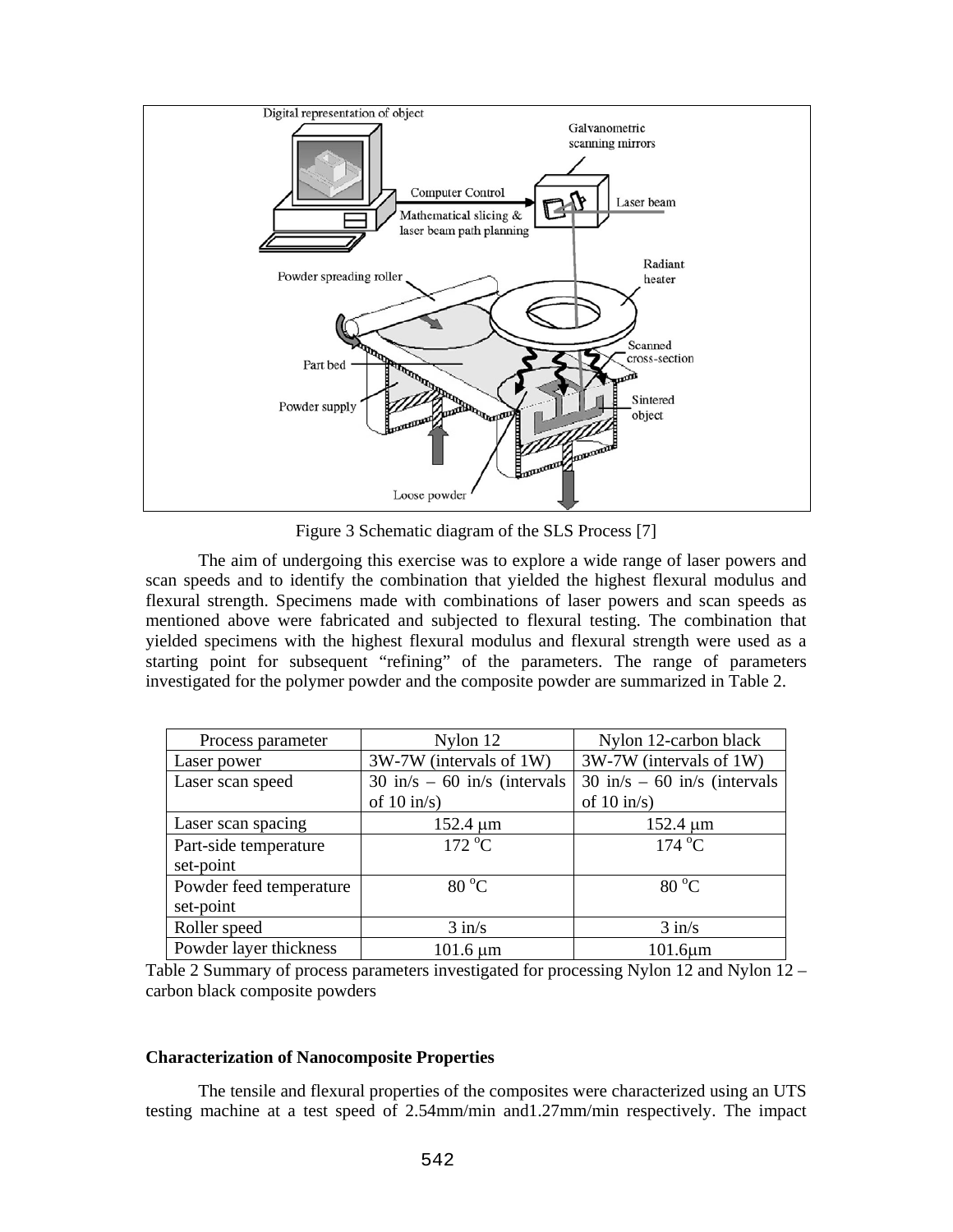Figure 3 Schematic diagram of the SLS Process [7]

The aim of undergoing this exercise was to explore a wide range of laser powers and scan speeds and to identify the combination that yielded the highest flexural modulus and flexural strength. Specimens made with combinations of laser powers and scan speeds as mentioned above were fabricated and subjected to flexural testing. The combination that yielded specimens with the highest flexural modulus and flexural strength were used as a starting point for subsequent "refining" of the parameters. The range of parameters investigated for the polymer powder and the composite powder are summarized in Table 2.

| Process parameter | Nylon 12 | Nylon 12-carbon black |
|---|---|---|
| Laser power | 3W-7W (intervals of 1W) | 3W-7W (intervals of 1W) |
| Laser scan speed | 30 in/s – 60 in/s (intervals of 10 in/s) | 30 in/s – 60 in/s (intervals of 10 in/s) |
| Laser scan spacing | 152.4 μm | 152.4 μm |
| Part-side temperature set-point | 172 °C | 174 °C |
| Powder feed temperature set-point | 80 °C | 80 °C |
| Roller speed | 3 in/s | 3 in/s |
| Powder layer thickness | 101.6 μm | 101.6μm |

Table 2 Summary of process parameters investigated for processing Nylon 12 and Nylon 12 – carbon black composite powders

**Characterization of Nanocomposite Properties**

The tensile and flexural properties of the composites were characterized using an UTS testing machine at a test speed of 2.54mm/min and1.27mm/min respectively. The impact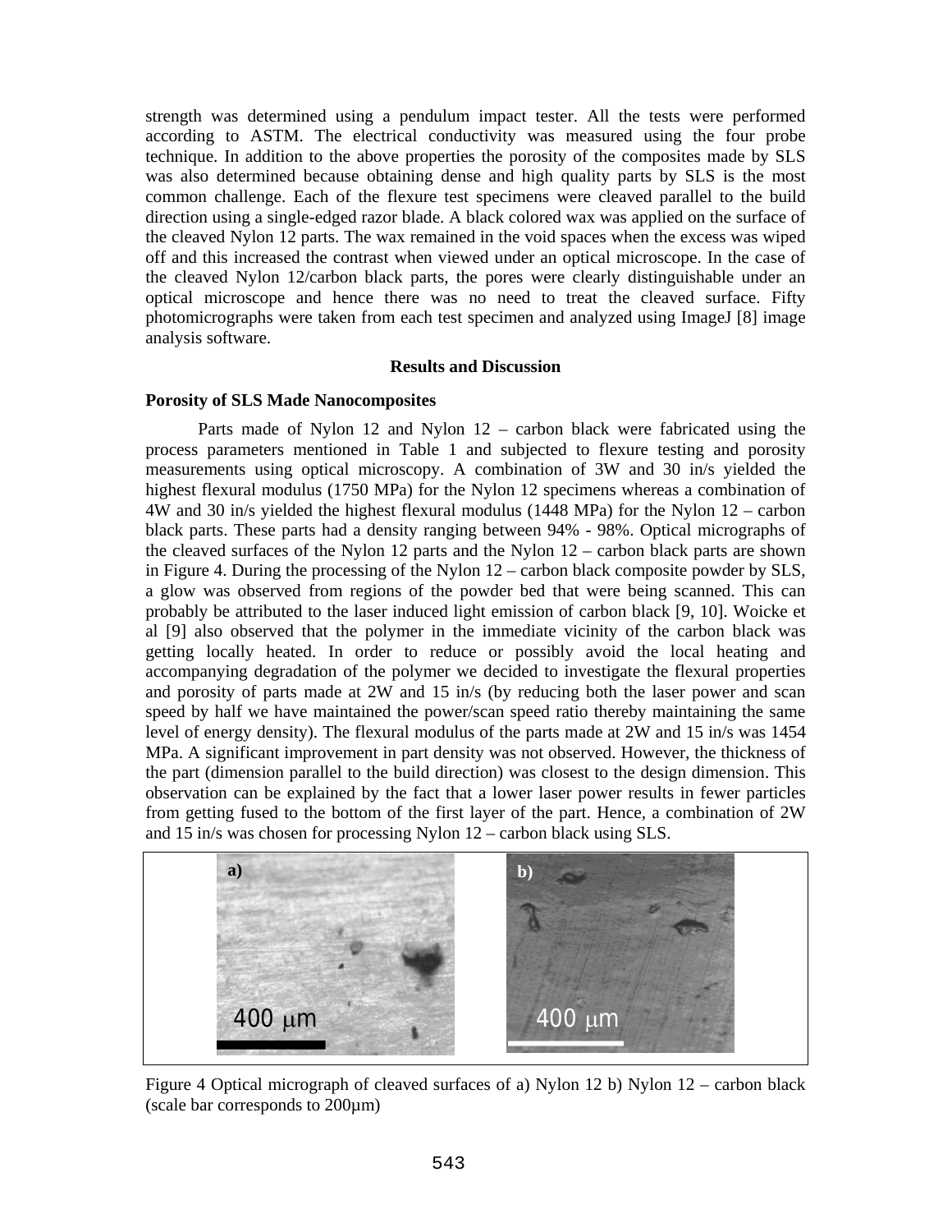strength was determined using a pendulum impact tester. All the tests were performed according to ASTM. The electrical conductivity was measured using the four probe technique. In addition to the above properties the porosity of the composites made by SLS was also determined because obtaining dense and high quality parts by SLS is the most common challenge. Each of the flexure test specimens were cleaved parallel to the build direction using a single-edged razor blade. A black colored wax was applied on the surface of the cleaved Nylon 12 parts. The wax remained in the void spaces when the excess was wiped off and this increased the contrast when viewed under an optical microscope. In the case of the cleaved Nylon 12/carbon black parts, the pores were clearly distinguishable under an optical microscope and hence there was no need to treat the cleaved surface. Fifty photomicrographs were taken from each test specimen and analyzed using ImageJ [8] image analysis software.

## Results and Discussion

### Porosity of SLS Made Nanocomposites

Parts made of Nylon 12 and Nylon 12 – carbon black were fabricated using the process parameters mentioned in Table 1 and subjected to flexure testing and porosity measurements using optical microscopy. A combination of 3W and 30 in/s yielded the highest flexural modulus (1750 MPa) for the Nylon 12 specimens whereas a combination of 4W and 30 in/s yielded the highest flexural modulus (1448 MPa) for the Nylon 12 – carbon black parts. These parts had a density ranging between 94% - 98%. Optical micrographs of the cleaved surfaces of the Nylon 12 parts and the Nylon 12 – carbon black parts are shown in Figure 4. During the processing of the Nylon 12 – carbon black composite powder by SLS, a glow was observed from regions of the powder bed that were being scanned. This can probably be attributed to the laser induced light emission of carbon black [9, 10]. Woicke et al [9] also observed that the polymer in the immediate vicinity of the carbon black was getting locally heated. In order to reduce or possibly avoid the local heating and accompanying degradation of the polymer we decided to investigate the flexural properties and porosity of parts made at 2W and 15 in/s (by reducing both the laser power and scan speed by half we have maintained the power/scan speed ratio thereby maintaining the same level of energy density). The flexural modulus of the parts made at 2W and 15 in/s was 1454 MPa. A significant improvement in part density was not observed. However, the thickness of the part (dimension parallel to the build direction) was closest to the design dimension. This observation can be explained by the fact that a lower laser power results in fewer particles from getting fused to the bottom of the first layer of the part. Hence, a combination of 2W and 15 in/s was chosen for processing Nylon 12 – carbon black using SLS.

Figure 4 Optical micrograph of cleaved surfaces of a) Nylon 12 b) Nylon 12 – carbon black (scale bar corresponds to 200μm)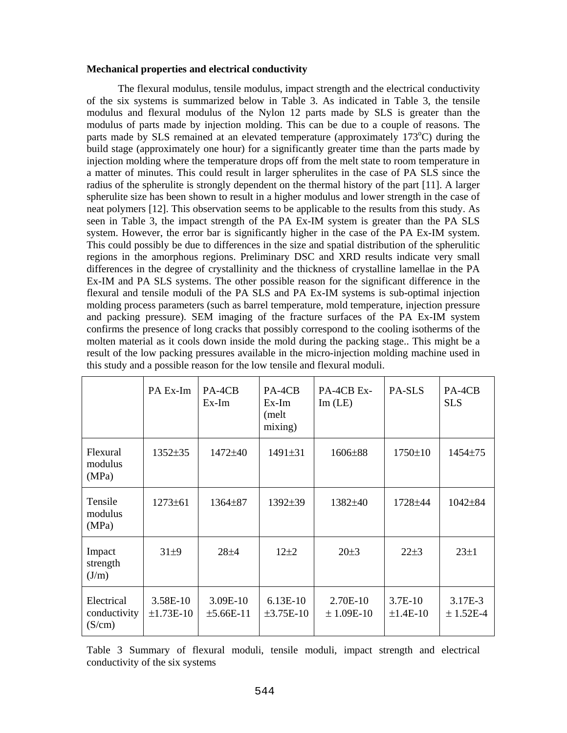**Mechanical properties and electrical conductivity**

The flexural modulus, tensile modulus, impact strength and the electrical conductivity of the six systems is summarized below in Table 3. As indicated in Table 3, the tensile modulus and flexural modulus of the Nylon 12 parts made by SLS is greater than the modulus of parts made by injection molding. This can be due to a couple of reasons. The parts made by SLS remained at an elevated temperature (approximately 173$^{o}$C) during the build stage (approximately one hour) for a significantly greater time than the parts made by injection molding where the temperature drops off from the melt state to room temperature in a matter of minutes. This could result in larger spherulites in the case of PA SLS since the radius of the spherulite is strongly dependent on the thermal history of the part [11]. A larger spherulite size has been shown to result in a higher modulus and lower strength in the case of neat polymers [12]. This observation seems to be applicable to the results from this study. As seen in Table 3, the impact strength of the PA Ex-IM system is greater than the PA SLS system. However, the error bar is significantly higher in the case of the PA Ex-IM system. This could possibly be due to differences in the size and spatial distribution of the spherulitic regions in the amorphous regions. Preliminary DSC and XRD results indicate very small differences in the degree of crystallinity and the thickness of crystalline lamellae in the PA Ex-IM and PA SLS systems. The other possible reason for the significant difference in the flexural and tensile moduli of the PA SLS and PA Ex-IM systems is sub-optimal injection molding process parameters (such as barrel temperature, mold temperature, injection pressure and packing pressure). SEM imaging of the fracture surfaces of the PA Ex-IM system confirms the presence of long cracks that possibly correspond to the cooling isotherms of the molten material as it cools down inside the mold during the packing stage.. This might be a result of the low packing pressures available in the micro-injection molding machine used in this study and a possible reason for the low tensile and flexural moduli.

| | PA Ex-Im | PA-4CB Ex-Im | PA-4CB Ex-Im (melt mixing) | PA-4CB Ex-Im (LE) | PA-SLS | PA-4CB SLS |
|---|---|---|---|---|---|---|
| Flexural modulus (MPa) | 1352±35 | 1472±40 | 1491±31 | 1606±88 | 1750±10 | 1454±75 |
| Tensile modulus (MPa) | 1273±61 | 1364±87 | 1392±39 | 1382±40 | 1728±44 | 1042±84 |
| Impact strength (J/m) | 31±9 | 28±4 | 12±2 | 20±3 | 22±3 | 23±1 |
| Electrical conductivity (S/cm) | 3.58E-10 ±1.73E-10 | 3.09E-10 ±5.66E-11 | 6.13E-10 ±3.75E-10 | 2.70E-10 ± 1.09E-10 | 3.7E-10 ±1.4E-10 | 3.17E-3 ± 1.52E-4 |

Table 3 Summary of flexural moduli, tensile moduli, impact strength and electrical conductivity of the six systems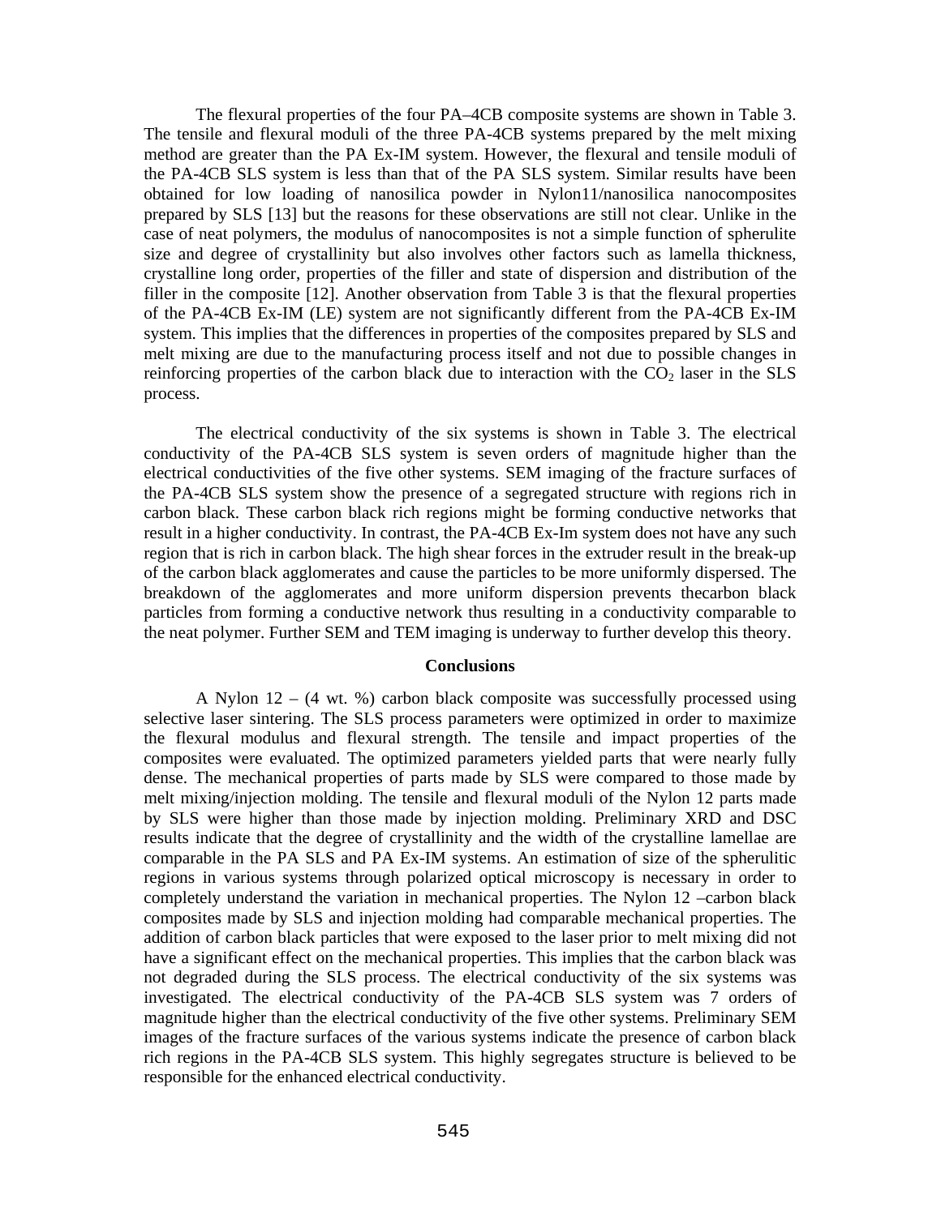The flexural properties of the four PA–4CB composite systems are shown in Table 3. The tensile and flexural moduli of the three PA-4CB systems prepared by the melt mixing method are greater than the PA Ex-IM system. However, the flexural and tensile moduli of the PA-4CB SLS system is less than that of the PA SLS system. Similar results have been obtained for low loading of nanosilica powder in Nylon11/nanosilica nanocomposites prepared by SLS [13] but the reasons for these observations are still not clear. Unlike in the case of neat polymers, the modulus of nanocomposites is not a simple function of spherulite size and degree of crystallinity but also involves other factors such as lamella thickness, crystalline long order, properties of the filler and state of dispersion and distribution of the filler in the composite [12]. Another observation from Table 3 is that the flexural properties of the PA-4CB Ex-IM (LE) system are not significantly different from the PA-4CB Ex-IM system. This implies that the differences in properties of the composites prepared by SLS and melt mixing are due to the manufacturing process itself and not due to possible changes in reinforcing properties of the carbon black due to interaction with the $CO_2$ laser in the SLS process.

The electrical conductivity of the six systems is shown in Table 3. The electrical conductivity of the PA-4CB SLS system is seven orders of magnitude higher than the electrical conductivities of the five other systems. SEM imaging of the fracture surfaces of the PA-4CB SLS system show the presence of a segregated structure with regions rich in carbon black. These carbon black rich regions might be forming conductive networks that result in a higher conductivity. In contrast, the PA-4CB Ex-Im system does not have any such region that is rich in carbon black. The high shear forces in the extruder result in the break-up of the carbon black agglomerates and cause the particles to be more uniformly dispersed. The breakdown of the agglomerates and more uniform dispersion prevents thecarbon black particles from forming a conductive network thus resulting in a conductivity comparable to the neat polymer. Further SEM and TEM imaging is underway to further develop this theory.

## Conclusions

A Nylon 12 – (4 wt. %) carbon black composite was successfully processed using selective laser sintering. The SLS process parameters were optimized in order to maximize the flexural modulus and flexural strength. The tensile and impact properties of the composites were evaluated. The optimized parameters yielded parts that were nearly fully dense. The mechanical properties of parts made by SLS were compared to those made by melt mixing/injection molding. The tensile and flexural moduli of the Nylon 12 parts made by SLS were higher than those made by injection molding. Preliminary XRD and DSC results indicate that the degree of crystallinity and the width of the crystalline lamellae are comparable in the PA SLS and PA Ex-IM systems. An estimation of size of the spherulitic regions in various systems through polarized optical microscopy is necessary in order to completely understand the variation in mechanical properties. The Nylon 12 –carbon black composites made by SLS and injection molding had comparable mechanical properties. The addition of carbon black particles that were exposed to the laser prior to melt mixing did not have a significant effect on the mechanical properties. This implies that the carbon black was not degraded during the SLS process. The electrical conductivity of the six systems was investigated. The electrical conductivity of the PA-4CB SLS system was 7 orders of magnitude higher than the electrical conductivity of the five other systems. Preliminary SEM images of the fracture surfaces of the various systems indicate the presence of carbon black rich regions in the PA-4CB SLS system. This highly segregates structure is believed to be responsible for the enhanced electrical conductivity.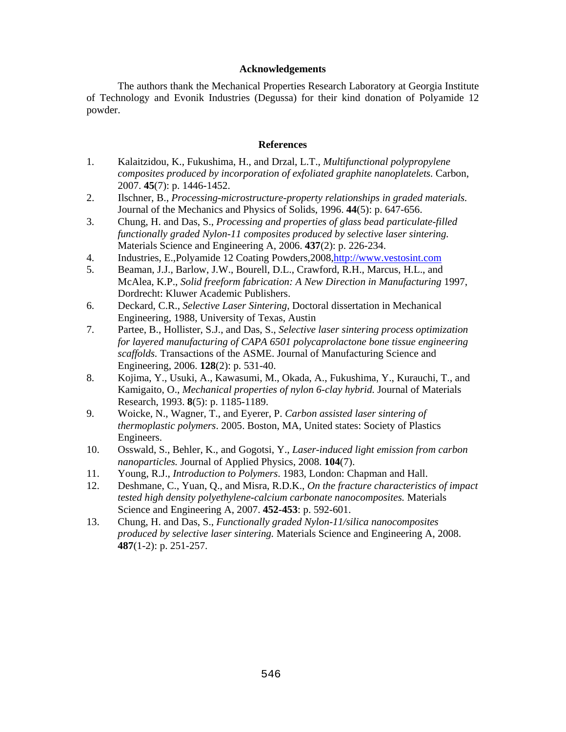## Acknowledgements

The authors thank the Mechanical Properties Research Laboratory at Georgia Institute of Technology and Evonik Industries (Degussa) for their kind donation of Polyamide 12 powder.

## References

1. Kalaitzidou, K., Fukushima, H., and Drzal, L.T., *Multifunctional polypropylene composites produced by incorporation of exfoliated graphite nanoplatelets.* Carbon, 2007. **45**(7): p. 1446-1452.
2. Ilschner, B., *Processing-microstructure-property relationships in graded materials.* Journal of the Mechanics and Physics of Solids, 1996. **44**(5): p. 647-656.
3. Chung, H. and Das, S., *Processing and properties of glass bead particulate-filled functionally graded Nylon-11 composites produced by selective laser sintering.* Materials Science and Engineering A, 2006. **437**(2): p. 226-234.
4. Industries, E.,Polyamide 12 Coating Powders,2008,http://www.vestosint.com
5. Beaman, J.J., Barlow, J.W., Bourell, D.L., Crawford, R.H., Marcus, H.L., and McAlea, K.P., *Solid freeform fabrication: A New Direction in Manufacturing* 1997, Dordrecht: Kluwer Academic Publishers.
6. Deckard, C.R., *Selective Laser Sintering*, Doctoral dissertation in Mechanical Engineering, 1988, University of Texas, Austin
7. Partee, B., Hollister, S.J., and Das, S., *Selective laser sintering process optimization for layered manufacturing of CAPA 6501 polycaprolactone bone tissue engineering scaffolds.* Transactions of the ASME. Journal of Manufacturing Science and Engineering, 2006. **128**(2): p. 531-40.
8. Kojima, Y., Usuki, A., Kawasumi, M., Okada, A., Fukushima, Y., Kurauchi, T., and Kamigaito, O., *Mechanical properties of nylon 6-clay hybrid.* Journal of Materials Research, 1993. **8**(5): p. 1185-1189.
9. Woicke, N., Wagner, T., and Eyerer, P. *Carbon assisted laser sintering of thermoplastic polymers*. 2005. Boston, MA, United states: Society of Plastics Engineers.
10. Osswald, S., Behler, K., and Gogotsi, Y., *Laser-induced light emission from carbon nanoparticles.* Journal of Applied Physics, 2008. **104**(7).
11. Young, R.J., *Introduction to Polymers*. 1983, London: Chapman and Hall.
12. Deshmane, C., Yuan, Q., and Misra, R.D.K., *On the fracture characteristics of impact tested high density polyethylene-calcium carbonate nanocomposites.* Materials Science and Engineering A, 2007. **452-453**: p. 592-601.
13. Chung, H. and Das, S., *Functionally graded Nylon-11/silica nanocomposites produced by selective laser sintering.* Materials Science and Engineering A, 2008. **487**(1-2): p. 251-257.